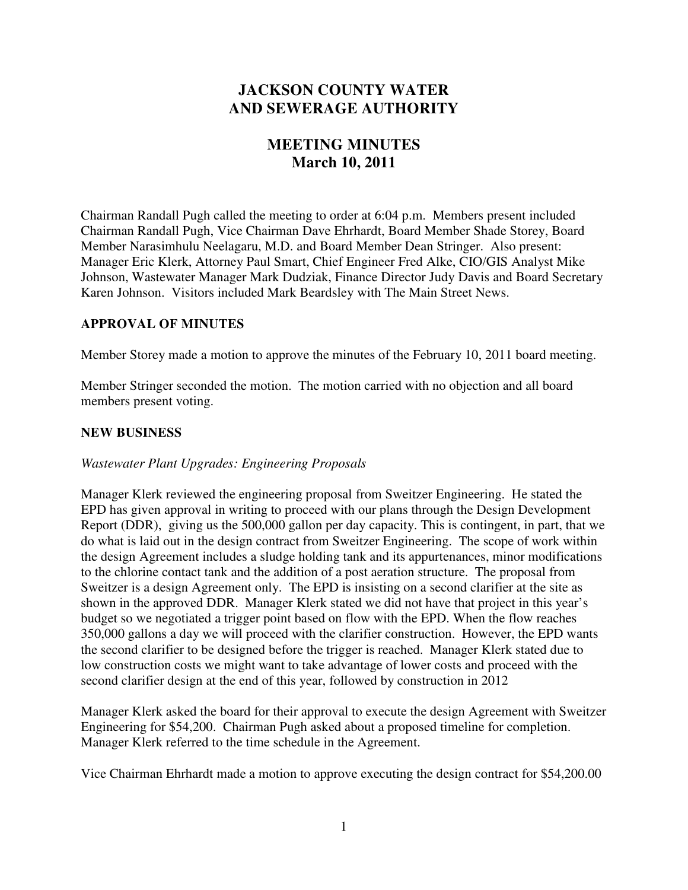# JACKSON COUNTY WATER AND SEWERAGE AUTHORITY

## MEETING MINUTES
## March 10, 2011

Chairman Randall Pugh called the meeting to order at 6:04 p.m. Members present included Chairman Randall Pugh, Vice Chairman Dave Ehrhardt, Board Member Shade Storey, Board Member Narasimhulu Neelagaru, M.D. and Board Member Dean Stringer. Also present: Manager Eric Klerk, Attorney Paul Smart, Chief Engineer Fred Alke, CIO/GIS Analyst Mike Johnson, Wastewater Manager Mark Dudziak, Finance Director Judy Davis and Board Secretary Karen Johnson. Visitors included Mark Beardsley with The Main Street News.

### APPROVAL OF MINUTES

Member Storey made a motion to approve the minutes of the February 10, 2011 board meeting.

Member Stringer seconded the motion. The motion carried with no objection and all board members present voting.

### NEW BUSINESS

*Wastewater Plant Upgrades: Engineering Proposals*

Manager Klerk reviewed the engineering proposal from Sweitzer Engineering. He stated the EPD has given approval in writing to proceed with our plans through the Design Development Report (DDR), giving us the 500,000 gallon per day capacity. This is contingent, in part, that we do what is laid out in the design contract from Sweitzer Engineering. The scope of work within the design Agreement includes a sludge holding tank and its appurtenances, minor modifications to the chlorine contact tank and the addition of a post aeration structure. The proposal from Sweitzer is a design Agreement only. The EPD is insisting on a second clarifier at the site as shown in the approved DDR. Manager Klerk stated we did not have that project in this year's budget so we negotiated a trigger point based on flow with the EPD. When the flow reaches 350,000 gallons a day we will proceed with the clarifier construction. However, the EPD wants the second clarifier to be designed before the trigger is reached. Manager Klerk stated due to low construction costs we might want to take advantage of lower costs and proceed with the second clarifier design at the end of this year, followed by construction in 2012

Manager Klerk asked the board for their approval to execute the design Agreement with Sweitzer Engineering for $54,200. Chairman Pugh asked about a proposed timeline for completion. Manager Klerk referred to the time schedule in the Agreement.

Vice Chairman Ehrhardt made a motion to approve executing the design contract for $54,200.00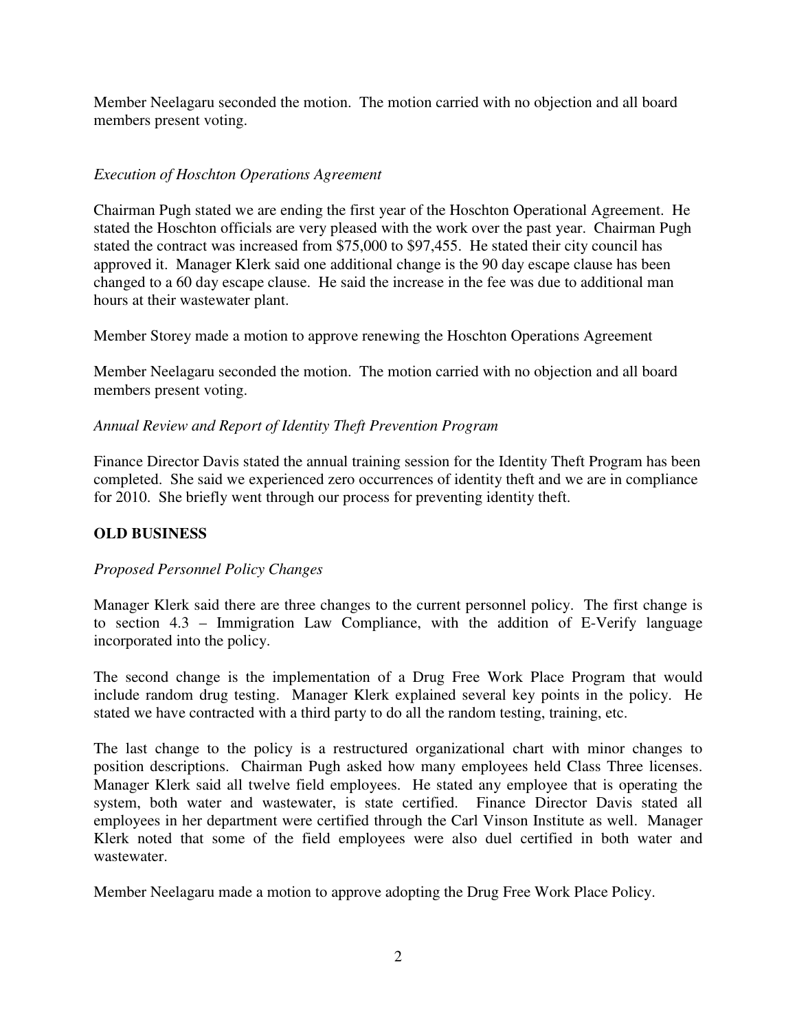Member Neelagaru seconded the motion. The motion carried with no objection and all board members present voting.

*Execution of Hoschton Operations Agreement*

Chairman Pugh stated we are ending the first year of the Hoschton Operational Agreement. He stated the Hoschton officials are very pleased with the work over the past year. Chairman Pugh stated the contract was increased from $75,000 to $97,455. He stated their city council has approved it. Manager Klerk said one additional change is the 90 day escape clause has been changed to a 60 day escape clause. He said the increase in the fee was due to additional man hours at their wastewater plant.

Member Storey made a motion to approve renewing the Hoschton Operations Agreement

Member Neelagaru seconded the motion. The motion carried with no objection and all board members present voting.

*Annual Review and Report of Identity Theft Prevention Program*

Finance Director Davis stated the annual training session for the Identity Theft Program has been completed. She said we experienced zero occurrences of identity theft and we are in compliance for 2010. She briefly went through our process for preventing identity theft.

**OLD BUSINESS**

*Proposed Personnel Policy Changes*

Manager Klerk said there are three changes to the current personnel policy. The first change is to section 4.3 – Immigration Law Compliance, with the addition of E-Verify language incorporated into the policy.

The second change is the implementation of a Drug Free Work Place Program that would include random drug testing. Manager Klerk explained several key points in the policy. He stated we have contracted with a third party to do all the random testing, training, etc.

The last change to the policy is a restructured organizational chart with minor changes to position descriptions. Chairman Pugh asked how many employees held Class Three licenses. Manager Klerk said all twelve field employees. He stated any employee that is operating the system, both water and wastewater, is state certified. Finance Director Davis stated all employees in her department were certified through the Carl Vinson Institute as well. Manager Klerk noted that some of the field employees were also duel certified in both water and wastewater.

Member Neelagaru made a motion to approve adopting the Drug Free Work Place Policy.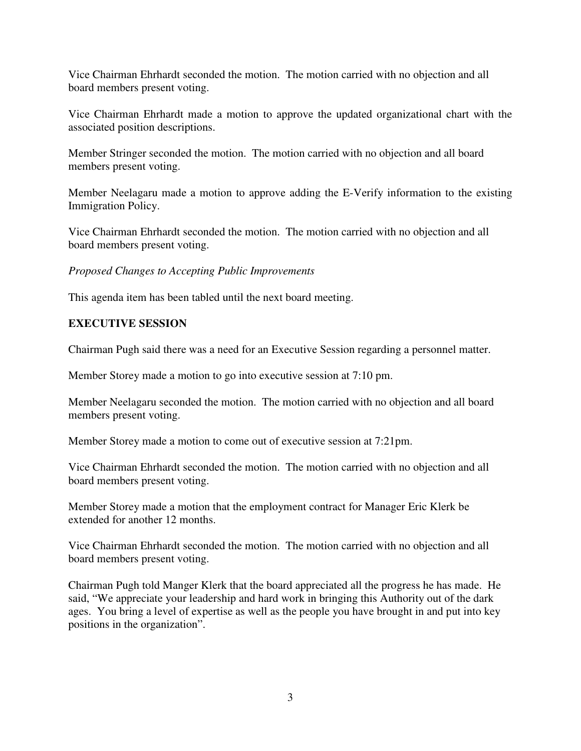Vice Chairman Ehrhardt seconded the motion. The motion carried with no objection and all board members present voting.

Vice Chairman Ehrhardt made a motion to approve the updated organizational chart with the associated position descriptions.

Member Stringer seconded the motion. The motion carried with no objection and all board members present voting.

Member Neelagaru made a motion to approve adding the E-Verify information to the existing Immigration Policy.

Vice Chairman Ehrhardt seconded the motion. The motion carried with no objection and all board members present voting.

*Proposed Changes to Accepting Public Improvements*

This agenda item has been tabled until the next board meeting.

**EXECUTIVE SESSION**

Chairman Pugh said there was a need for an Executive Session regarding a personnel matter.

Member Storey made a motion to go into executive session at 7:10 pm.

Member Neelagaru seconded the motion. The motion carried with no objection and all board members present voting.

Member Storey made a motion to come out of executive session at 7:21pm.

Vice Chairman Ehrhardt seconded the motion. The motion carried with no objection and all board members present voting.

Member Storey made a motion that the employment contract for Manager Eric Klerk be extended for another 12 months.

Vice Chairman Ehrhardt seconded the motion. The motion carried with no objection and all board members present voting.

Chairman Pugh told Manger Klerk that the board appreciated all the progress he has made. He said, "We appreciate your leadership and hard work in bringing this Authority out of the dark ages. You bring a level of expertise as well as the people you have brought in and put into key positions in the organization".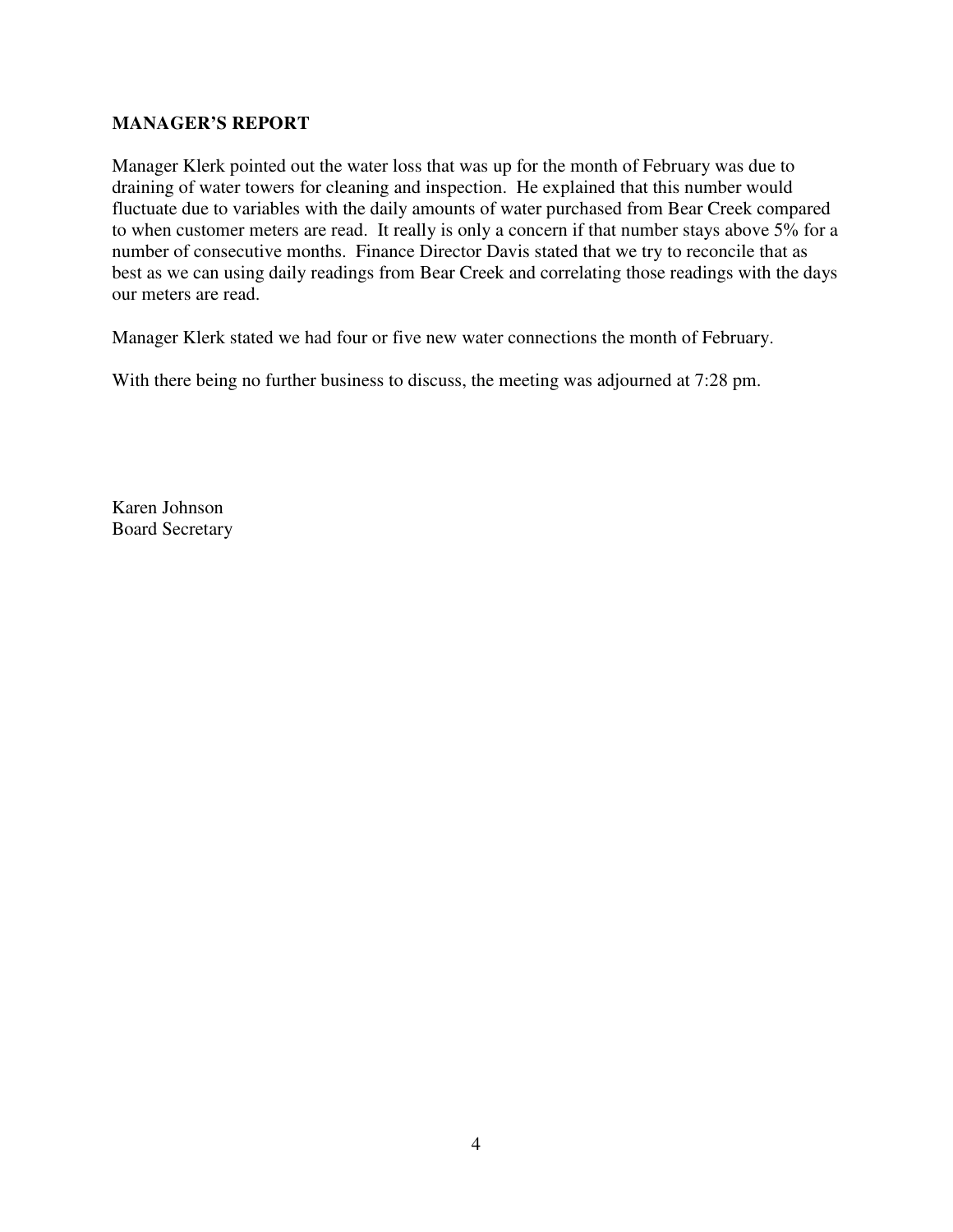## MANAGER'S REPORT

Manager Klerk pointed out the water loss that was up for the month of February was due to draining of water towers for cleaning and inspection. He explained that this number would fluctuate due to variables with the daily amounts of water purchased from Bear Creek compared to when customer meters are read. It really is only a concern if that number stays above 5% for a number of consecutive months. Finance Director Davis stated that we try to reconcile that as best as we can using daily readings from Bear Creek and correlating those readings with the days our meters are read.

Manager Klerk stated we had four or five new water connections the month of February.

With there being no further business to discuss, the meeting was adjourned at 7:28 pm.

Karen Johnson  
Board Secretary